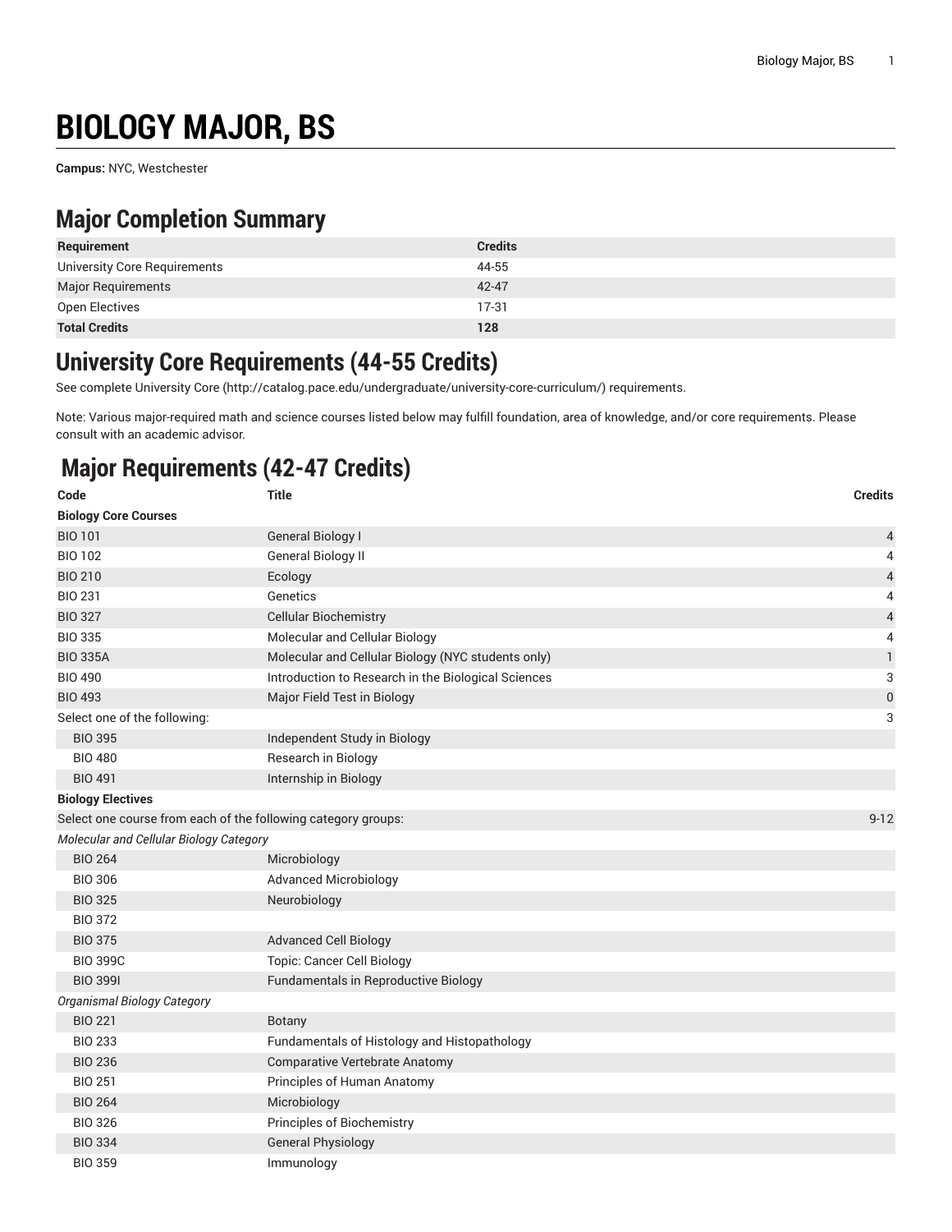# BIOLOGY MAJOR, BS

**Campus:** NYC, Westchester

## Major Completion Summary

| Requirement | Credits |
|---|---|
| University Core Requirements | 44-55 |
| Major Requirements | 42-47 |
| Open Electives | 17-31 |
| **Total Credits** | **128** |

## University Core Requirements (44-55 Credits)

See complete University Core (http://catalog.pace.edu/undergraduate/university-core-curriculum/) requirements.

Note: Various major-required math and science courses listed below may fulfill foundation, area of knowledge, and/or core requirements. Please consult with an academic advisor.

## Major Requirements (42-47 Credits)

| Code | Title | Credits |
|---|---|---|
| **Biology Core Courses** | | |
| BIO 101 | General Biology I | 4 |
| BIO 102 | General Biology II | 4 |
| BIO 210 | Ecology | 4 |
| BIO 231 | Genetics | 4 |
| BIO 327 | Cellular Biochemistry | 4 |
| BIO 335 | Molecular and Cellular Biology | 4 |
| BIO 335A | Molecular and Cellular Biology (NYC students only) | 1 |
| BIO 490 | Introduction to Research in the Biological Sciences | 3 |
| BIO 493 | Major Field Test in Biology | 0 |
| Select one of the following: | | 3 |
| BIO 395 | Independent Study in Biology | |
| BIO 480 | Research in Biology | |
| BIO 491 | Internship in Biology | |
| **Biology Electives** | | |
| Select one course from each of the following category groups: | | 9-12 |
| *Molecular and Cellular Biology Category* | | |
| BIO 264 | Microbiology | |
| BIO 306 | Advanced Microbiology | |
| BIO 325 | Neurobiology | |
| BIO 372 | | |
| BIO 375 | Advanced Cell Biology | |
| BIO 399C | Topic: Cancer Cell Biology | |
| BIO 399I | Fundamentals in Reproductive Biology | |
| *Organismal Biology Category* | | |
| BIO 221 | Botany | |
| BIO 233 | Fundamentals of Histology and Histopathology | |
| BIO 236 | Comparative Vertebrate Anatomy | |
| BIO 251 | Principles of Human Anatomy | |
| BIO 264 | Microbiology | |
| BIO 326 | Principles of Biochemistry | |
| BIO 334 | General Physiology | |
| BIO 359 | Immunology | |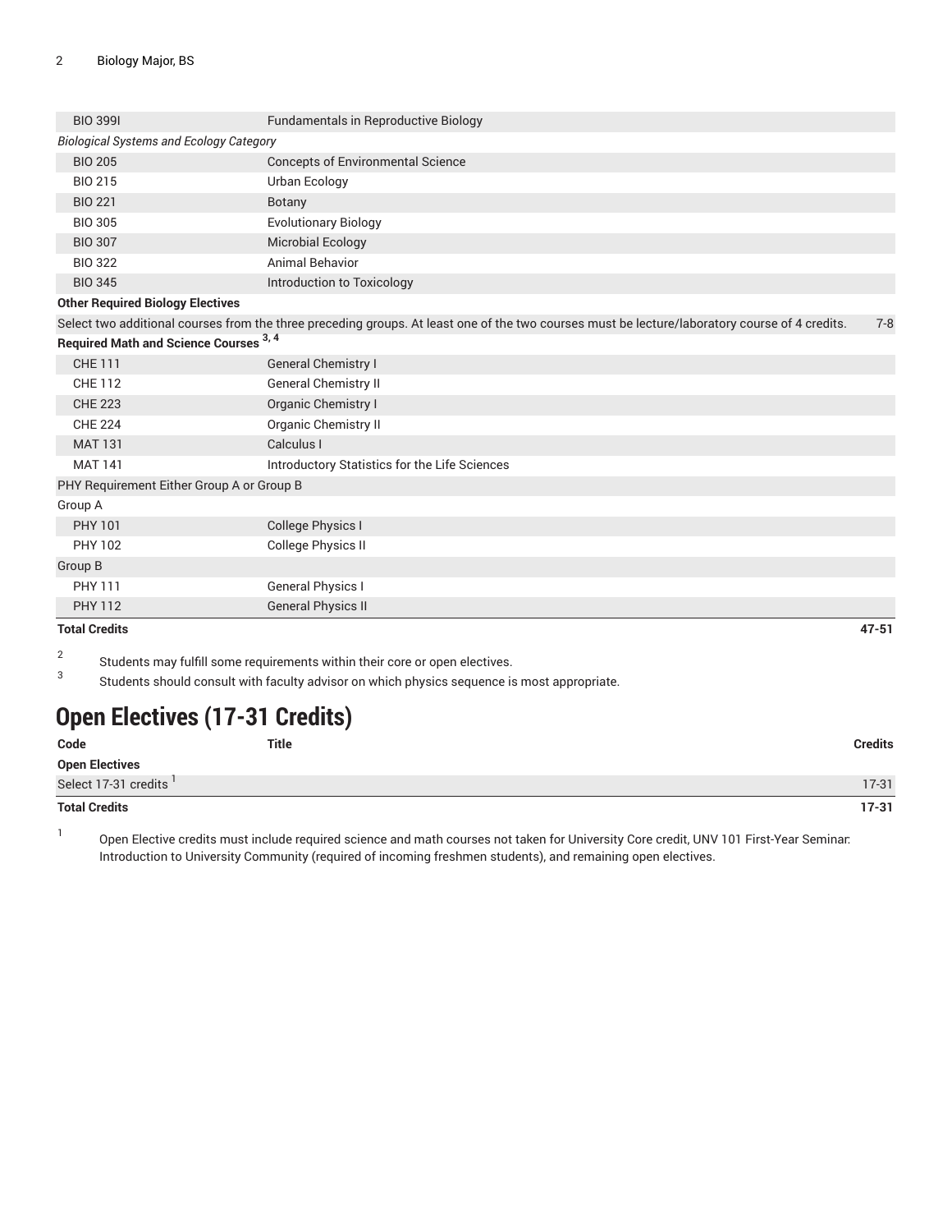| | | |
|---|---|---|
| BIO 399I | Fundamentals in Reproductive Biology | |
| *Biological Systems and Ecology Category* | | |
| BIO 205 | Concepts of Environmental Science | |
| BIO 215 | Urban Ecology | |
| BIO 221 | Botany | |
| BIO 305 | Evolutionary Biology | |
| BIO 307 | Microbial Ecology | |
| BIO 322 | Animal Behavior | |
| BIO 345 | Introduction to Toxicology | |
| **Other Required Biology Electives** | | |
| Select two additional courses from the three preceding groups. At least one of the two courses must be lecture/laboratory course of 4 credits. | | 7-8 |
| **Required Math and Science Courses** [3, 4] | | |
| CHE 111 | General Chemistry I | |
| CHE 112 | General Chemistry II | |
| CHE 223 | Organic Chemistry I | |
| CHE 224 | Organic Chemistry II | |
| MAT 131 | Calculus I | |
| MAT 141 | Introductory Statistics for the Life Sciences | |
| PHY Requirement Either Group A or Group B | | |
| Group A | | |
| PHY 101 | College Physics I | |
| PHY 102 | College Physics II | |
| Group B | | |
| PHY 111 | General Physics I | |
| PHY 112 | General Physics II | |
| **Total Credits** | | **47-51** |

[2] Students may fulfill some requirements within their core or open electives.

[3] Students should consult with faculty advisor on which physics sequence is most appropriate.

## Open Electives (17-31 Credits)

| Code | Title | Credits |
|---|---|---|
| **Open Electives** | | |
| Select 17-31 credits [1] | | 17-31 |
| **Total Credits** | | **17-31** |

[1] Open Elective credits must include required science and math courses not taken for University Core credit, UNV 101 First-Year Seminar: Introduction to University Community (required of incoming freshmen students), and remaining open electives.